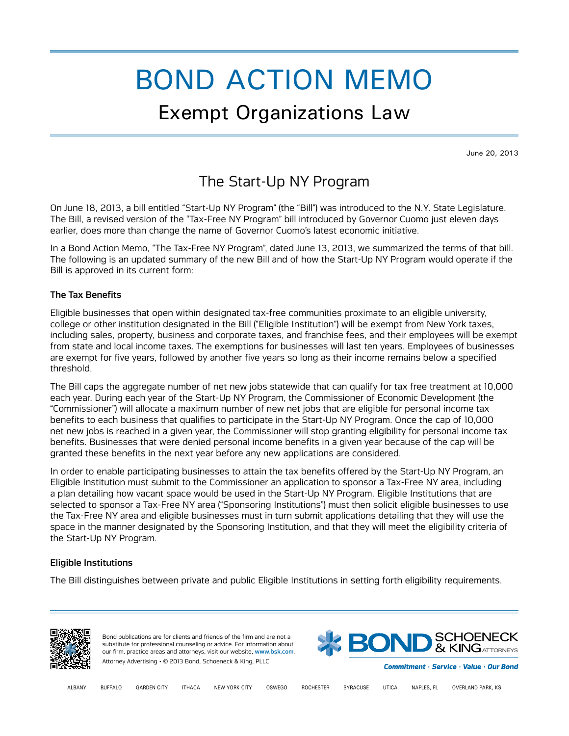# BOND ACTION MEMO

## Exempt Organizations Law

June 20, 2013

## The Start-Up NY Program

On June 18, 2013, a bill entitled "Start-Up NY Program" (the "Bill") was introduced to the N.Y. State Legislature. The Bill, a revised version of the "Tax-Free NY Program" bill introduced by Governor Cuomo just eleven days earlier, does more than change the name of Governor Cuomo's latest economic initiative.

In a Bond Action Memo, "The Tax-Free NY Program", dated June 13, 2013, we summarized the terms of that bill. The following is an updated summary of the new Bill and of how the Start-Up NY Program would operate if the Bill is approved in its current form:

### The Tax Benefits

Eligible businesses that open within designated tax-free communities proximate to an eligible university, college or other institution designated in the Bill ("Eligible Institution") will be exempt from New York taxes, including sales, property, business and corporate taxes, and franchise fees, and their employees will be exempt from state and local income taxes. The exemptions for businesses will last ten years. Employees of businesses are exempt for five years, followed by another five years so long as their income remains below a specified threshold.

The Bill caps the aggregate number of net new jobs statewide that can qualify for tax free treatment at 10,000 each year. During each year of the Start-Up NY Program, the Commissioner of Economic Development (the "Commissioner") will allocate a maximum number of new net jobs that are eligible for personal income tax benefits to each business that qualifies to participate in the Start-Up NY Program. Once the cap of 10,000 net new jobs is reached in a given year, the Commissioner will stop granting eligibility for personal income tax benefits. Businesses that were denied personal income benefits in a given year because of the cap will be granted these benefits in the next year before any new applications are considered.

In order to enable participating businesses to attain the tax benefits offered by the Start-Up NY Program, an Eligible Institution must submit to the Commissioner an application to sponsor a Tax-Free NY area, including a plan detailing how vacant space would be used in the Start-Up NY Program. Eligible Institutions that are selected to sponsor a Tax-Free NY area ("Sponsoring Institutions") must then solicit eligible businesses to use the Tax-Free NY area and eligible businesses must in turn submit applications detailing that they will use the space in the manner designated by the Sponsoring Institution, and that they will meet the eligibility criteria of the Start-Up NY Program.

### Eligible Institutions

The Bill distinguishes between private and public Eligible Institutions in setting forth eligibility requirements.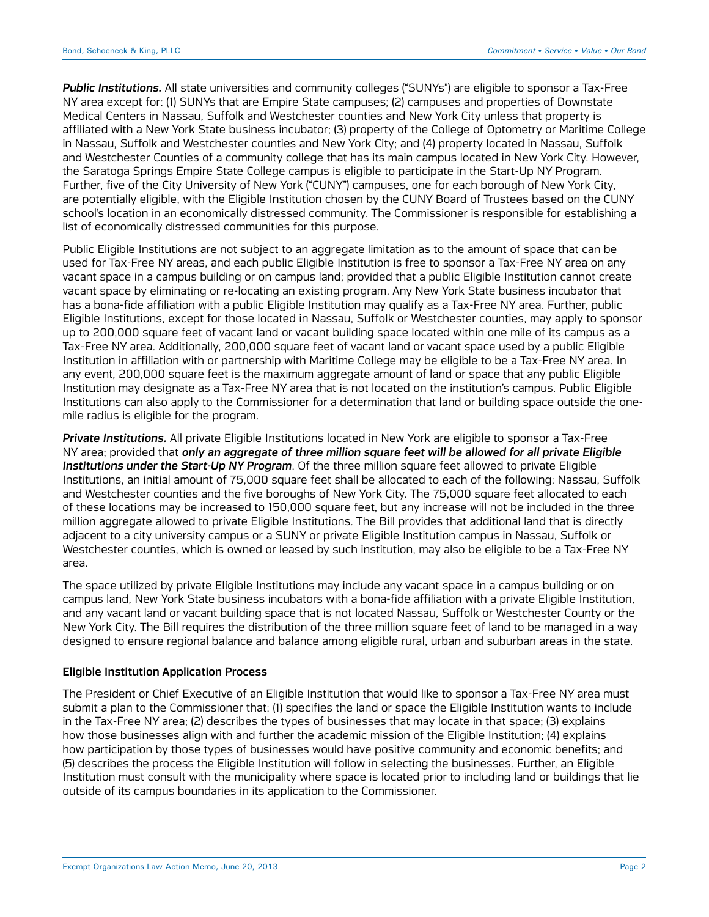***Public Institutions.*** All state universities and community colleges ("SUNYs") are eligible to sponsor a Tax-Free NY area except for: (1) SUNYs that are Empire State campuses; (2) campuses and properties of Downstate Medical Centers in Nassau, Suffolk and Westchester counties and New York City unless that property is affiliated with a New York State business incubator; (3) property of the College of Optometry or Maritime College in Nassau, Suffolk and Westchester counties and New York City; and (4) property located in Nassau, Suffolk and Westchester Counties of a community college that has its main campus located in New York City. However, the Saratoga Springs Empire State College campus is eligible to participate in the Start-Up NY Program. Further, five of the City University of New York ("CUNY") campuses, one for each borough of New York City, are potentially eligible, with the Eligible Institution chosen by the CUNY Board of Trustees based on the CUNY school's location in an economically distressed community. The Commissioner is responsible for establishing a list of economically distressed communities for this purpose.

Public Eligible Institutions are not subject to an aggregate limitation as to the amount of space that can be used for Tax-Free NY areas, and each public Eligible Institution is free to sponsor a Tax-Free NY area on any vacant space in a campus building or on campus land; provided that a public Eligible Institution cannot create vacant space by eliminating or re-locating an existing program. Any New York State business incubator that has a bona-fide affiliation with a public Eligible Institution may qualify as a Tax-Free NY area. Further, public Eligible Institutions, except for those located in Nassau, Suffolk or Westchester counties, may apply to sponsor up to 200,000 square feet of vacant land or vacant building space located within one mile of its campus as a Tax-Free NY area. Additionally, 200,000 square feet of vacant land or vacant space used by a public Eligible Institution in affiliation with or partnership with Maritime College may be eligible to be a Tax-Free NY area. In any event, 200,000 square feet is the maximum aggregate amount of land or space that any public Eligible Institution may designate as a Tax-Free NY area that is not located on the institution's campus. Public Eligible Institutions can also apply to the Commissioner for a determination that land or building space outside the one-mile radius is eligible for the program.

***Private Institutions.*** All private Eligible Institutions located in New York are eligible to sponsor a Tax-Free NY area; provided that ***only an aggregate of three million square feet will be allowed for all private Eligible Institutions under the Start-Up NY Program***. Of the three million square feet allowed to private Eligible Institutions, an initial amount of 75,000 square feet shall be allocated to each of the following: Nassau, Suffolk and Westchester counties and the five boroughs of New York City. The 75,000 square feet allocated to each of these locations may be increased to 150,000 square feet, but any increase will not be included in the three million aggregate allowed to private Eligible Institutions. The Bill provides that additional land that is directly adjacent to a city university campus or a SUNY or private Eligible Institution campus in Nassau, Suffolk or Westchester counties, which is owned or leased by such institution, may also be eligible to be a Tax-Free NY area.

The space utilized by private Eligible Institutions may include any vacant space in a campus building or on campus land, New York State business incubators with a bona-fide affiliation with a private Eligible Institution, and any vacant land or vacant building space that is not located Nassau, Suffolk or Westchester County or the New York City. The Bill requires the distribution of the three million square feet of land to be managed in a way designed to ensure regional balance and balance among eligible rural, urban and suburban areas in the state.

**Eligible Institution Application Process**

The President or Chief Executive of an Eligible Institution that would like to sponsor a Tax-Free NY area must submit a plan to the Commissioner that: (1) specifies the land or space the Eligible Institution wants to include in the Tax-Free NY area; (2) describes the types of businesses that may locate in that space; (3) explains how those businesses align with and further the academic mission of the Eligible Institution; (4) explains how participation by those types of businesses would have positive community and economic benefits; and (5) describes the process the Eligible Institution will follow in selecting the businesses. Further, an Eligible Institution must consult with the municipality where space is located prior to including land or buildings that lie outside of its campus boundaries in its application to the Commissioner.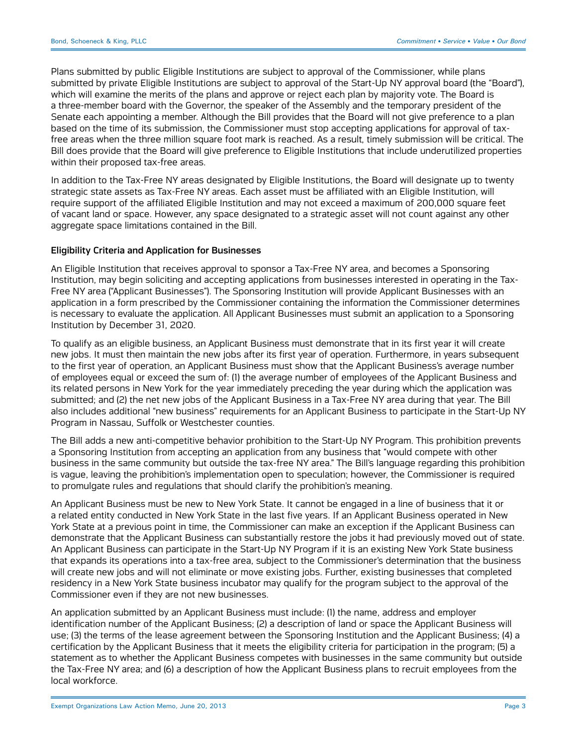Plans submitted by public Eligible Institutions are subject to approval of the Commissioner, while plans submitted by private Eligible Institutions are subject to approval of the Start-Up NY approval board (the "Board"), which will examine the merits of the plans and approve or reject each plan by majority vote. The Board is a three-member board with the Governor, the speaker of the Assembly and the temporary president of the Senate each appointing a member. Although the Bill provides that the Board will not give preference to a plan based on the time of its submission, the Commissioner must stop accepting applications for approval of tax-free areas when the three million square foot mark is reached. As a result, timely submission will be critical. The Bill does provide that the Board will give preference to Eligible Institutions that include underutilized properties within their proposed tax-free areas.

In addition to the Tax-Free NY areas designated by Eligible Institutions, the Board will designate up to twenty strategic state assets as Tax-Free NY areas. Each asset must be affiliated with an Eligible Institution, will require support of the affiliated Eligible Institution and may not exceed a maximum of 200,000 square feet of vacant land or space. However, any space designated to a strategic asset will not count against any other aggregate space limitations contained in the Bill.

### Eligibility Criteria and Application for Businesses

An Eligible Institution that receives approval to sponsor a Tax-Free NY area, and becomes a Sponsoring Institution, may begin soliciting and accepting applications from businesses interested in operating in the Tax-Free NY area ("Applicant Businesses"). The Sponsoring Institution will provide Applicant Businesses with an application in a form prescribed by the Commissioner containing the information the Commissioner determines is necessary to evaluate the application. All Applicant Businesses must submit an application to a Sponsoring Institution by December 31, 2020.

To qualify as an eligible business, an Applicant Business must demonstrate that in its first year it will create new jobs. It must then maintain the new jobs after its first year of operation. Furthermore, in years subsequent to the first year of operation, an Applicant Business must show that the Applicant Business's average number of employees equal or exceed the sum of: (1) the average number of employees of the Applicant Business and its related persons in New York for the year immediately preceding the year during which the application was submitted; and (2) the net new jobs of the Applicant Business in a Tax-Free NY area during that year. The Bill also includes additional "new business" requirements for an Applicant Business to participate in the Start-Up NY Program in Nassau, Suffolk or Westchester counties.

The Bill adds a new anti-competitive behavior prohibition to the Start-Up NY Program. This prohibition prevents a Sponsoring Institution from accepting an application from any business that "would compete with other business in the same community but outside the tax-free NY area." The Bill's language regarding this prohibition is vague, leaving the prohibition's implementation open to speculation; however, the Commissioner is required to promulgate rules and regulations that should clarify the prohibition's meaning.

An Applicant Business must be new to New York State. It cannot be engaged in a line of business that it or a related entity conducted in New York State in the last five years. If an Applicant Business operated in New York State at a previous point in time, the Commissioner can make an exception if the Applicant Business can demonstrate that the Applicant Business can substantially restore the jobs it had previously moved out of state. An Applicant Business can participate in the Start-Up NY Program if it is an existing New York State business that expands its operations into a tax-free area, subject to the Commissioner's determination that the business will create new jobs and will not eliminate or move existing jobs. Further, existing businesses that completed residency in a New York State business incubator may qualify for the program subject to the approval of the Commissioner even if they are not new businesses.

An application submitted by an Applicant Business must include: (1) the name, address and employer identification number of the Applicant Business; (2) a description of land or space the Applicant Business will use; (3) the terms of the lease agreement between the Sponsoring Institution and the Applicant Business; (4) a certification by the Applicant Business that it meets the eligibility criteria for participation in the program; (5) a statement as to whether the Applicant Business competes with businesses in the same community but outside the Tax-Free NY area; and (6) a description of how the Applicant Business plans to recruit employees from the local workforce.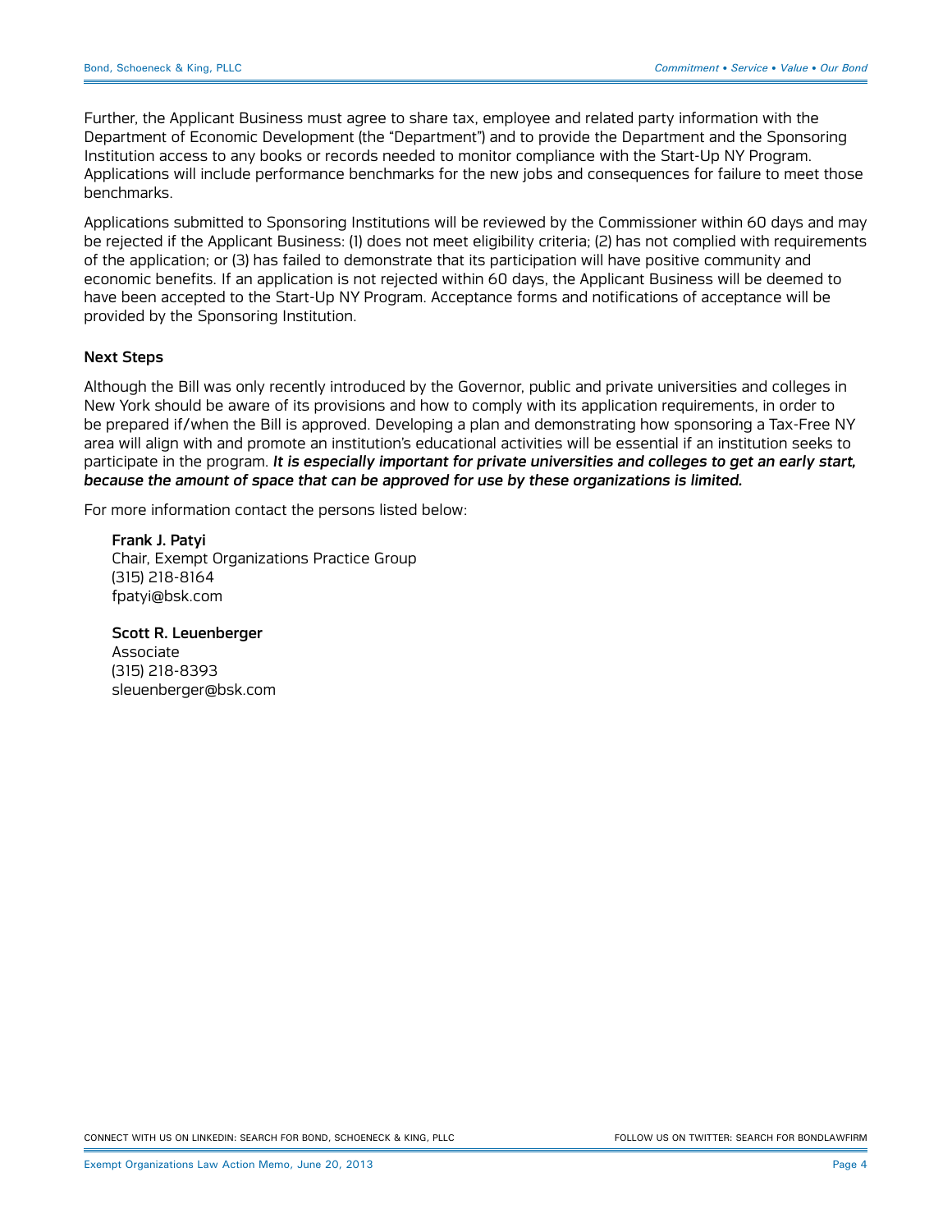Further, the Applicant Business must agree to share tax, employee and related party information with the Department of Economic Development (the "Department") and to provide the Department and the Sponsoring Institution access to any books or records needed to monitor compliance with the Start-Up NY Program. Applications will include performance benchmarks for the new jobs and consequences for failure to meet those benchmarks.

Applications submitted to Sponsoring Institutions will be reviewed by the Commissioner within 60 days and may be rejected if the Applicant Business: (1) does not meet eligibility criteria; (2) has not complied with requirements of the application; or (3) has failed to demonstrate that its participation will have positive community and economic benefits. If an application is not rejected within 60 days, the Applicant Business will be deemed to have been accepted to the Start-Up NY Program. Acceptance forms and notifications of acceptance will be provided by the Sponsoring Institution.

### Next Steps

Although the Bill was only recently introduced by the Governor, public and private universities and colleges in New York should be aware of its provisions and how to comply with its application requirements, in order to be prepared if/when the Bill is approved. Developing a plan and demonstrating how sponsoring a Tax-Free NY area will align with and promote an institution's educational activities will be essential if an institution seeks to participate in the program. ***It is especially important for private universities and colleges to get an early start, because the amount of space that can be approved for use by these organizations is limited.***

For more information contact the persons listed below:

**Frank J. Patyi**
Chair, Exempt Organizations Practice Group
(315) 218-8164
fpatyi@bsk.com

**Scott R. Leuenberger**
Associate
(315) 218-8393
sleuenberger@bsk.com

CONNECT WITH US ON LINKEDIN: SEARCH FOR BOND, SCHOENECK & KING, PLLC

FOLLOW US ON TWITTER: SEARCH FOR BONDLAWFIRM